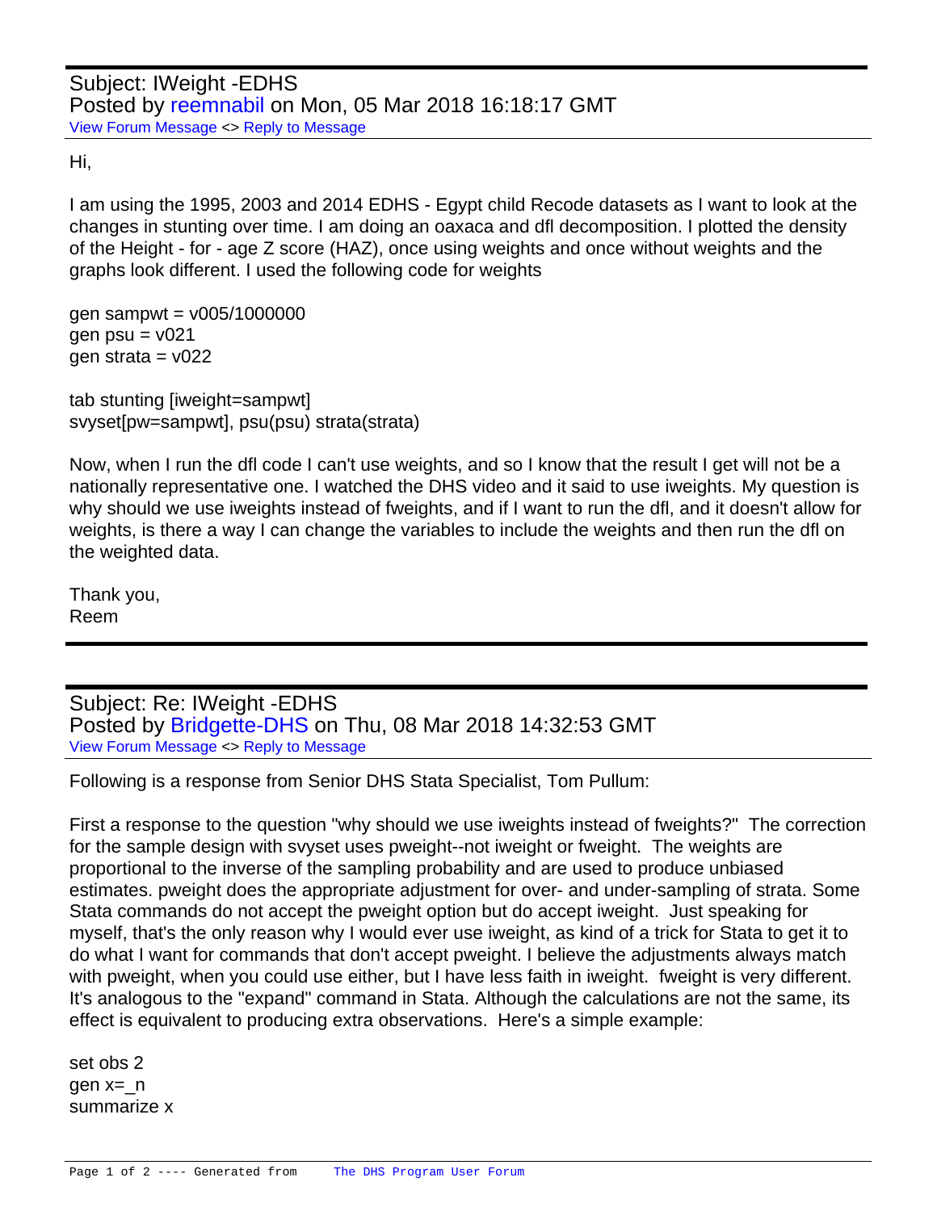Subject: IWeight -EDHS
Posted by reemnabil on Mon, 05 Mar 2018 16:18:17 GMT
View Forum Message <> Reply to Message

Hi,

I am using the 1995, 2003 and 2014 EDHS - Egypt child Recode datasets as I want to look at the changes in stunting over time. I am doing an oaxaca and dfl decomposition. I plotted the density of the Height - for - age Z score (HAZ), once using weights and once without weights and the graphs look different. I used the following code for weights

```
gen sampwt = v005/1000000
gen psu = v021
gen strata = v022

tab stunting [iweight=sampwt]
svyset[pw=sampwt], psu(psu) strata(strata)
```

Now, when I run the dfl code I can't use weights, and so I know that the result I get will not be a nationally representative one. I watched the DHS video and it said to use iweights. My question is why should we use iweights instead of fweights, and if I want to run the dfl, and it doesn't allow for weights, is there a way I can change the variables to include the weights and then run the dfl on the weighted data.

Thank you,
Reem

---

Subject: Re: IWeight -EDHS
Posted by Bridgette-DHS on Thu, 08 Mar 2018 14:32:53 GMT
View Forum Message <> Reply to Message

Following is a response from Senior DHS Stata Specialist, Tom Pullum:

First a response to the question "why should we use iweights instead of fweights?" The correction for the sample design with svyset uses pweight--not iweight or fweight. The weights are proportional to the inverse of the sampling probability and are used to produce unbiased estimates. pweight does the appropriate adjustment for over- and under-sampling of strata. Some Stata commands do not accept the pweight option but do accept iweight. Just speaking for myself, that's the only reason why I would ever use iweight, as kind of a trick for Stata to get it to do what I want for commands that don't accept pweight. I believe the adjustments always match with pweight, when you could use either, but I have less faith in iweight. fweight is very different. It's analogous to the "expand" command in Stata. Although the calculations are not the same, its effect is equivalent to producing extra observations. Here's a simple example:

```
set obs 2
gen x=_n
summarize x
```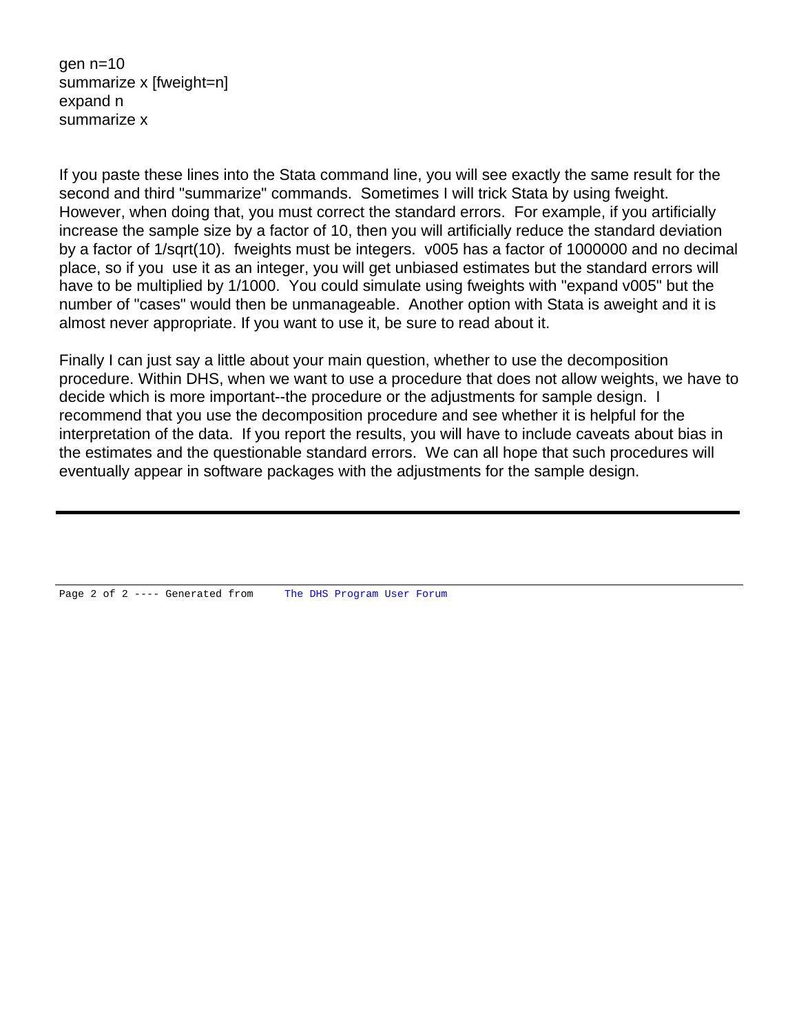```
gen n=10
summarize x [fweight=n]
expand n
summarize x
```

If you paste these lines into the Stata command line, you will see exactly the same result for the second and third "summarize" commands. Sometimes I will trick Stata by using fweight. However, when doing that, you must correct the standard errors. For example, if you artificially increase the sample size by a factor of 10, then you will artificially reduce the standard deviation by a factor of 1/sqrt(10). fweights must be integers. v005 has a factor of 1000000 and no decimal place, so if you use it as an integer, you will get unbiased estimates but the standard errors will have to be multiplied by 1/1000. You could simulate using fweights with "expand v005" but the number of "cases" would then be unmanageable. Another option with Stata is aweight and it is almost never appropriate. If you want to use it, be sure to read about it.

Finally I can just say a little about your main question, whether to use the decomposition procedure. Within DHS, when we want to use a procedure that does not allow weights, we have to decide which is more important--the procedure or the adjustments for sample design. I recommend that you use the decomposition procedure and see whether it is helpful for the interpretation of the data. If you report the results, you will have to include caveats about bias in the estimates and the questionable standard errors. We can all hope that such procedures will eventually appear in software packages with the adjustments for the sample design.